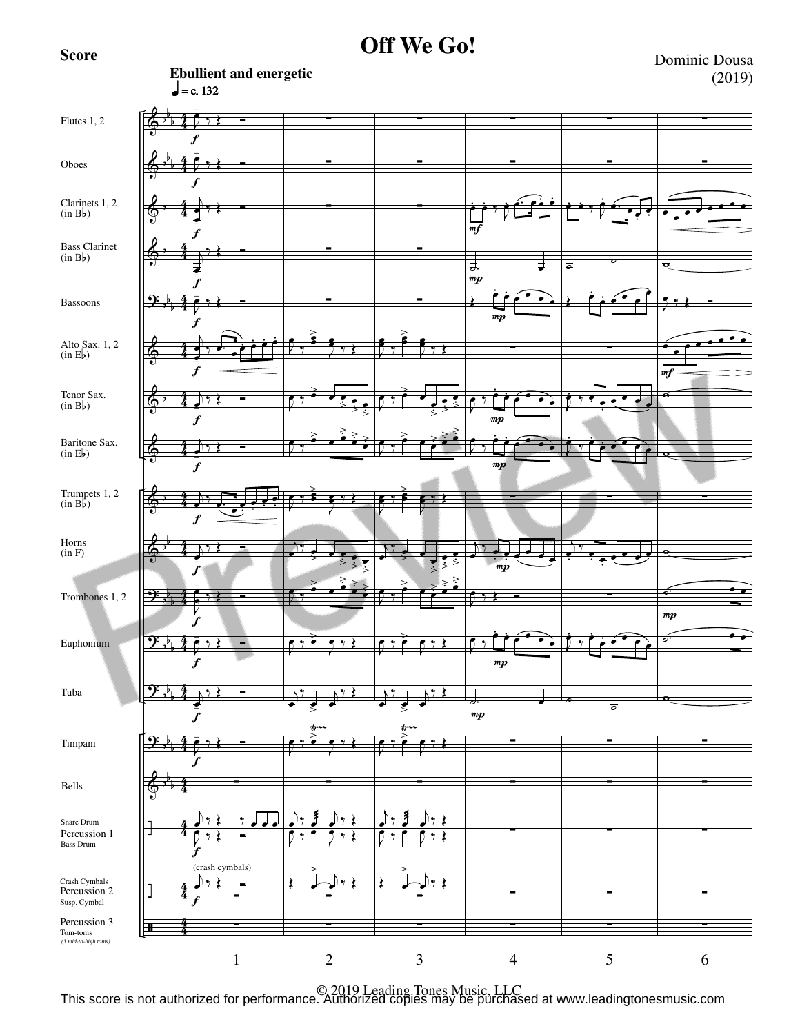Score

# Off We Go!

Dominic Dousa
(2019)

**Ebullient and energetic**

♩ = c. 132

© 2019 Leading Tones Music, LLC

This score is not authorized for performance. Authorized copies may be purchased at www.leadingtonesmusic.com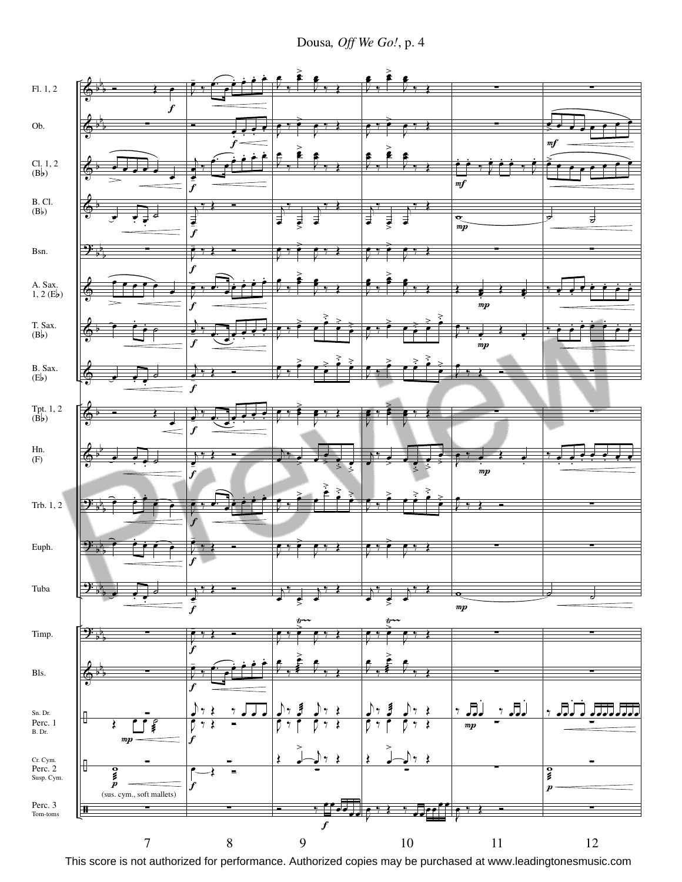Fl. 1, 2

Ob.

Cl. 1, 2 (B♭)

B. Cl. (B♭)

Bsn.

A. Sax. 1, 2 (E♭)

T. Sax. (B♭)

B. Sax. (E♭)

Tpt. 1, 2 (B♭)

Hn. (F)

Trb. 1, 2

Euph.

Tuba

Timp.

Bls.

Sn. Dr. Perc. 1 B. Dr.

Cr. Cym. Perc. 2 Susp. Cym.

(sus. cym., soft mallets)

Perc. 3 Tom-toms

7 8 9 10 11 12

Preview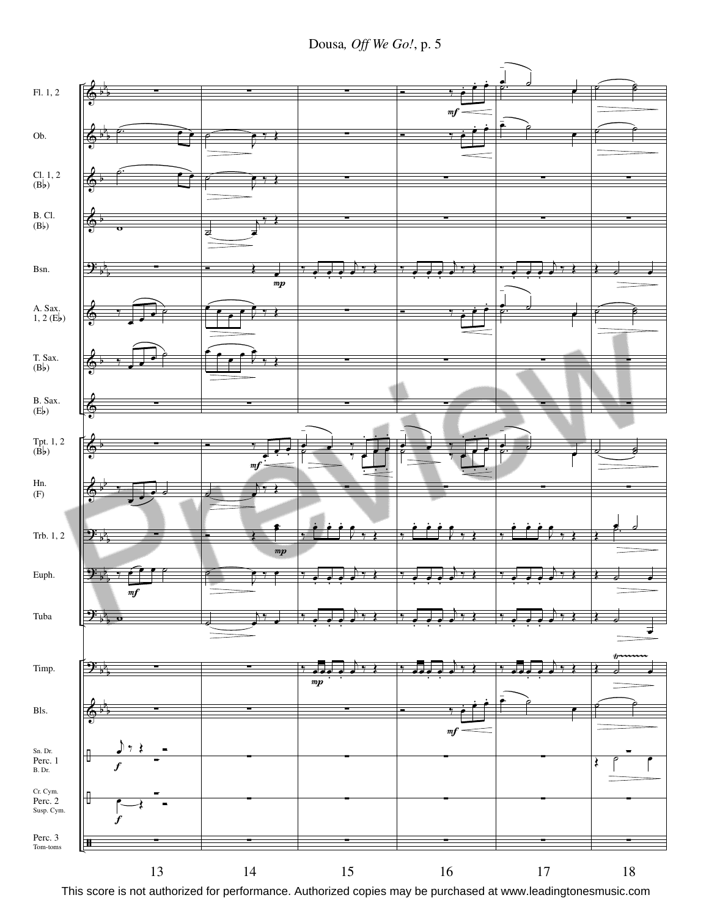This score is not authorized for performance. Authorized copies may be purchased at www.leadingtonesmusic.com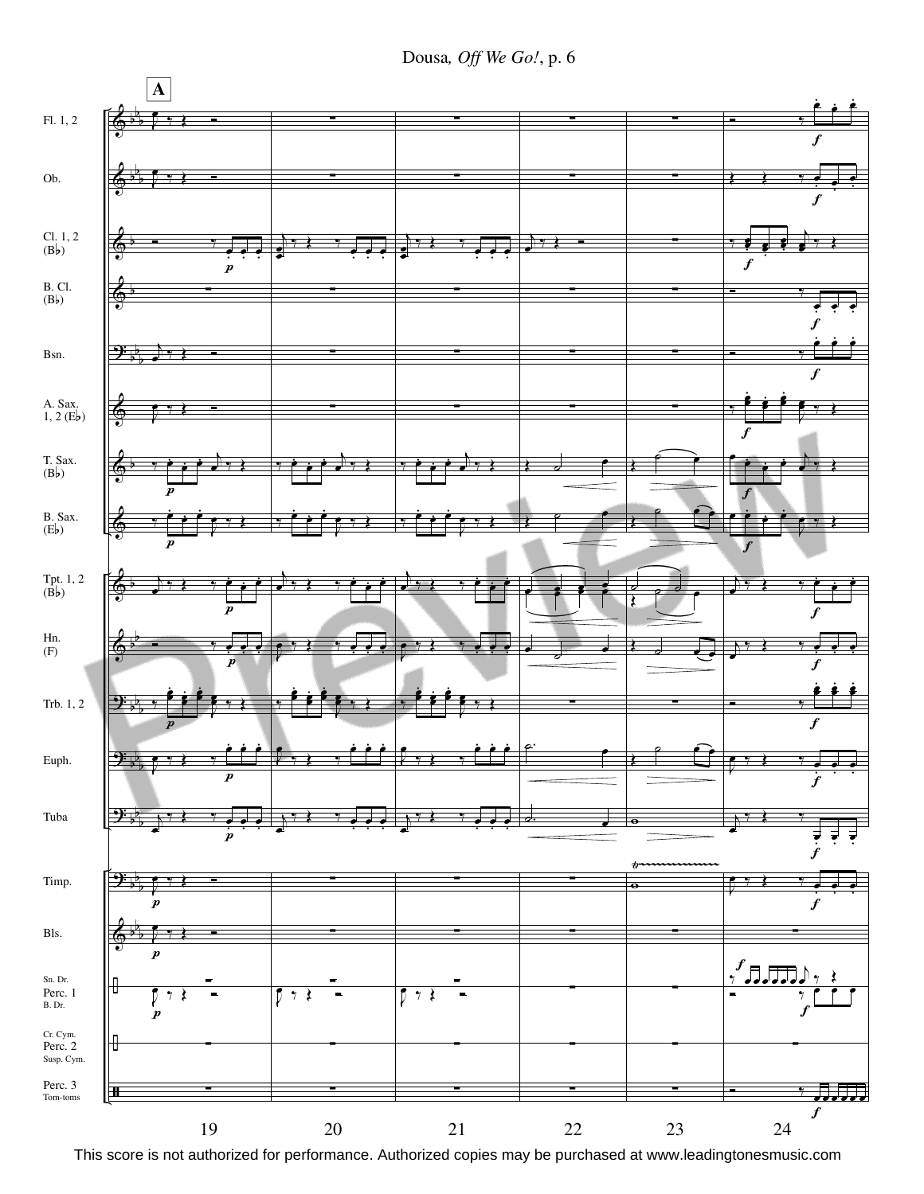**A**

Fl. 1, 2

Ob.

Cl. 1, 2 (B♭)

B. Cl. (B♭)

Bsn.

A. Sax. 1, 2 (E♭)

T. Sax. (B♭)

B. Sax. (E♭)

Tpt. 1, 2 (B♭)

Hn. (F)

Trb. 1, 2

Euph.

Tuba

Timp.

Bls.

Sn. Dr. Perc. 1 B. Dr.

Cr. Cym. Perc. 2 Susp. Cym.

Perc. 3 Tom-toms

19 20 21 22 23 24

This score is not authorized for performance. Authorized copies may be purchased at www.leadingtonesmusic.com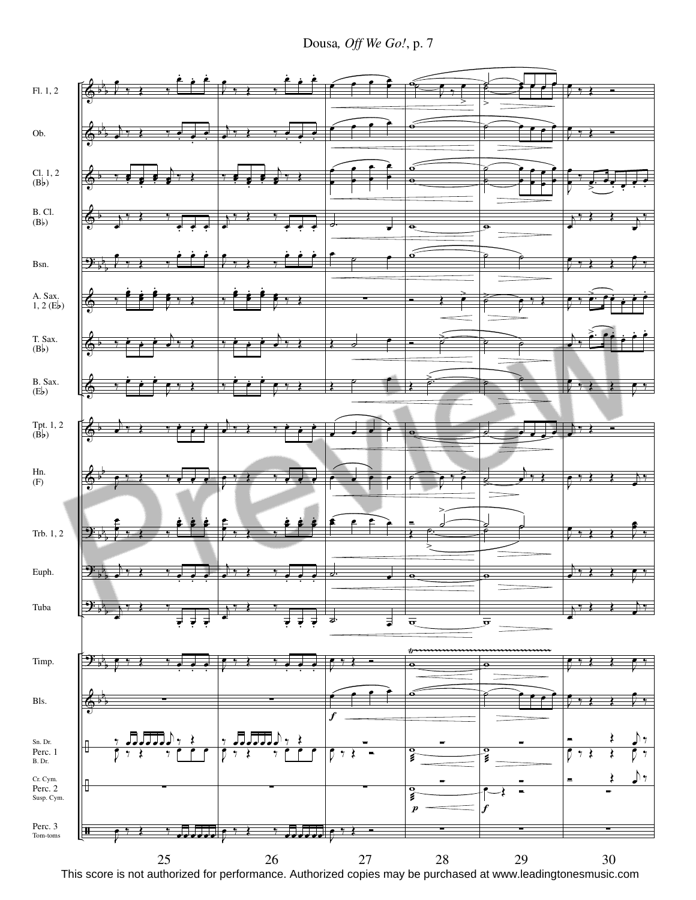This score is not authorized for performance. Authorized copies may be purchased at www.leadingtonesmusic.com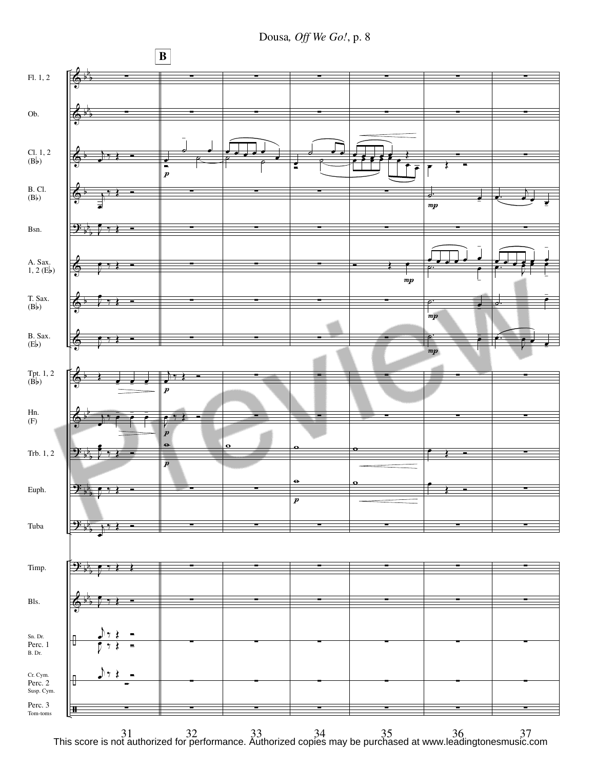**B**

Fl. 1, 2

Ob.

Cl. 1, 2 (B♭)

B. Cl. (B♭)

Bsn.

A. Sax. 1, 2 (E♭)

T. Sax. (B♭)

B. Sax. (E♭)

Tpt. 1, 2 (B♭)

Hn. (F)

Trb. 1, 2

Euph.

Tuba

Timp.

Bls.

Sn. Dr. Perc. 1 B. Dr.

Cr. Cym. Perc. 2 Susp. Cym.

Perc. 3 Tom-toms

31 32 33 34 35 36 37

This score is not authorized for performance. Authorized copies may be purchased at www.leadingtonesmusic.com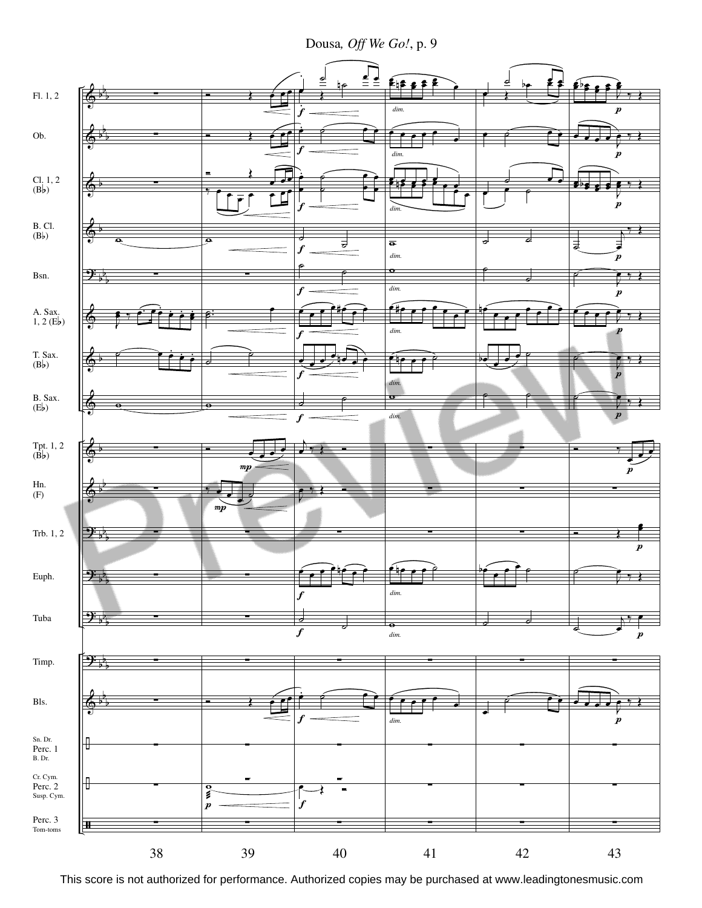This score is not authorized for performance. Authorized copies may be purchased at www.leadingtonesmusic.com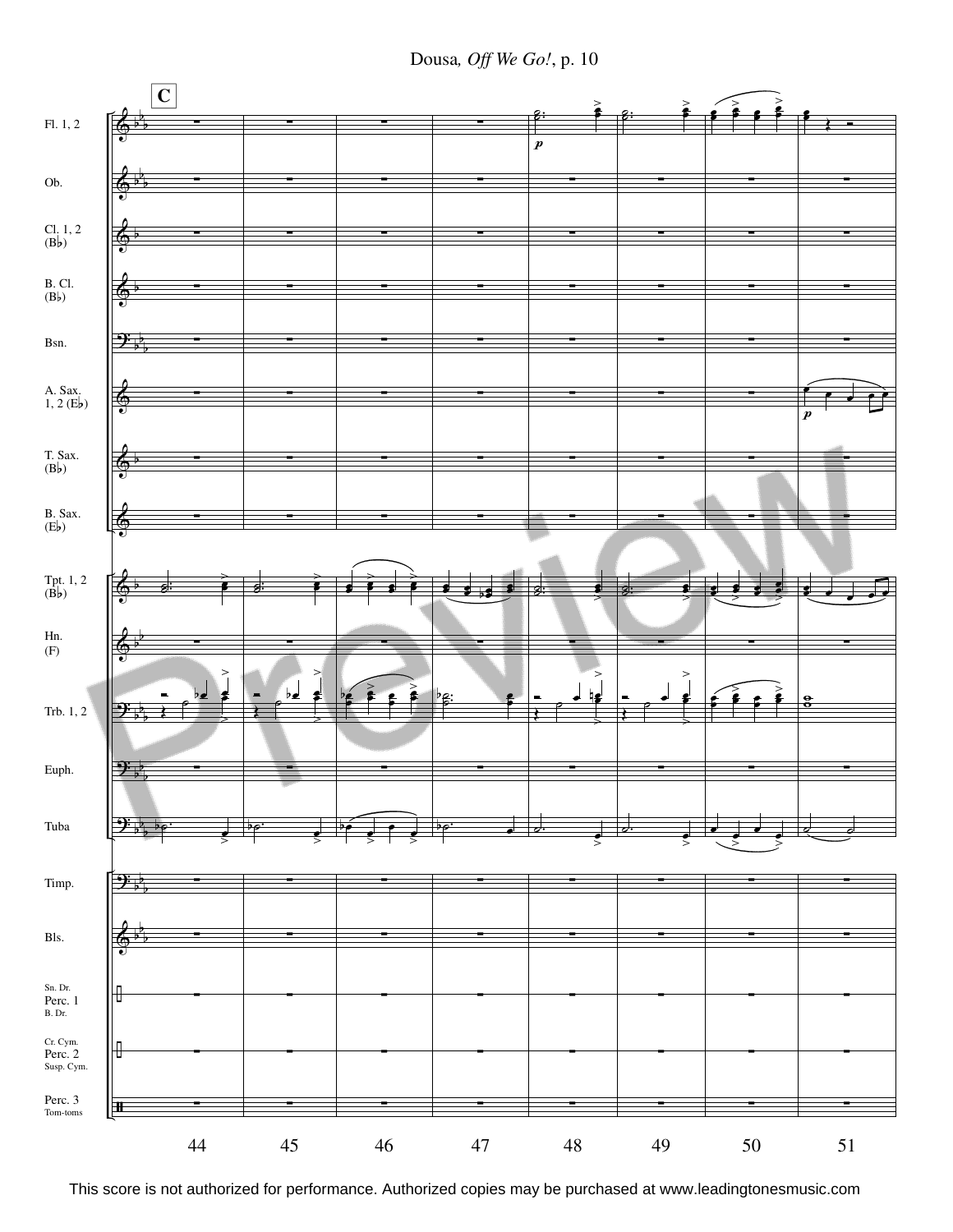**C**

Fl. 1, 2

Ob.

Cl. 1, 2 (B♭)

B. Cl. (B♭)

Bsn.

A. Sax. 1, 2 (E♭)

T. Sax. (B♭)

B. Sax. (E♭)

Tpt. 1, 2 (B♭)

Hn. (F)

Trb. 1, 2

Euph.

Tuba

Timp.

Bls.

Sn. Dr. Perc. 1 B. Dr.

Cr. Cym. Perc. 2 Susp. Cym.

Perc. 3 Tom-toms

44 45 46 47 48 49 50 51

This score is not authorized for performance. Authorized copies may be purchased at www.leadingtonesmusic.com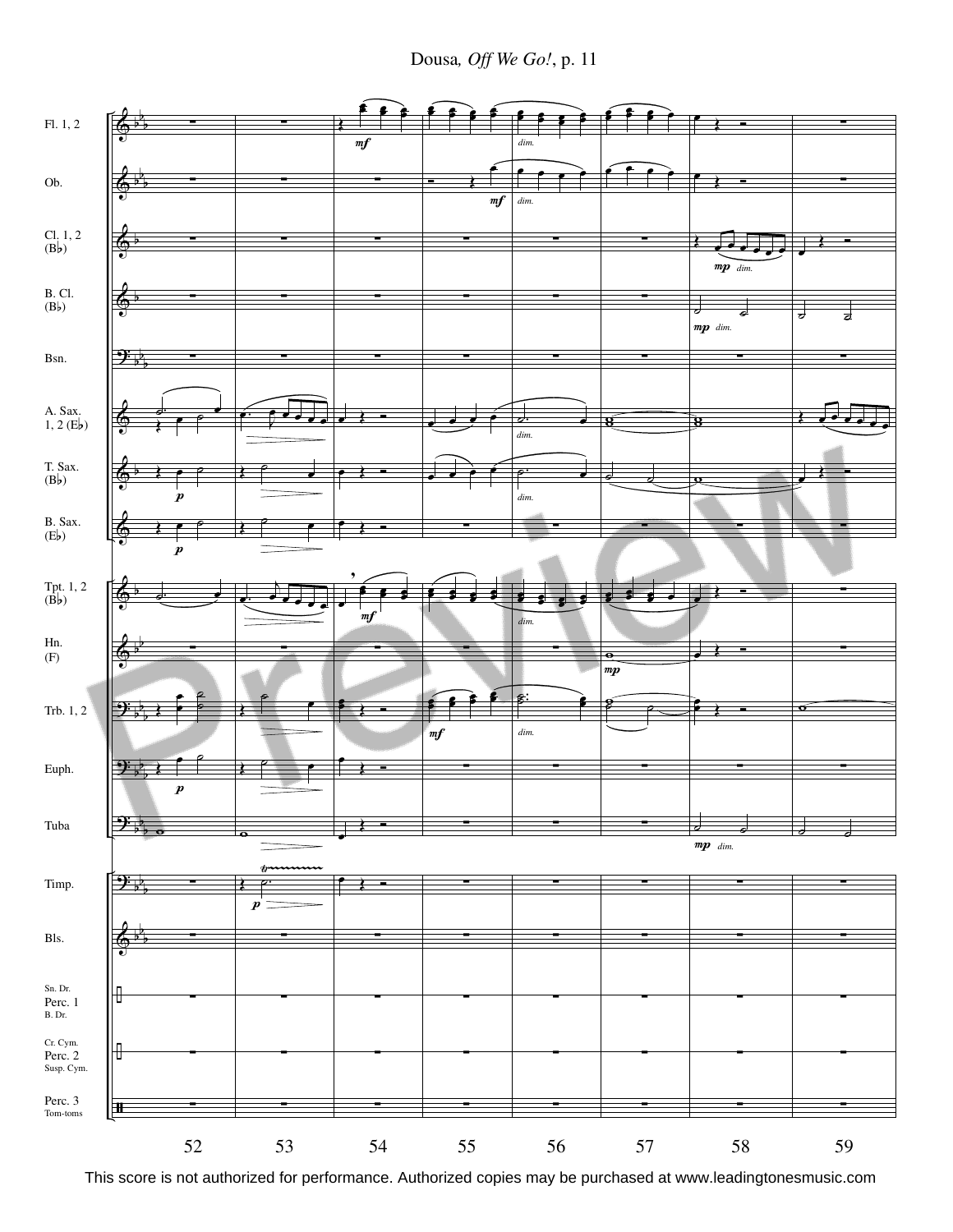Fl. 1, 2

Ob.

Cl. 1, 2 (B♭)

B. Cl. (B♭)

Bsn.

A. Sax. 1, 2 (E♭)

T. Sax. (B♭)

B. Sax. (E♭)

Tpt. 1, 2 (B♭)

Hn. (F)

Trb. 1, 2

Euph.

Tuba

Timp.

Bls.

Sn. Dr. Perc. 1 B. Dr.

Cr. Cym. Perc. 2 Susp. Cym.

Perc. 3 Tom-toms

52 53 54 55 56 57 58 59

This score is not authorized for performance. Authorized copies may be purchased at www.leadingtonesmusic.com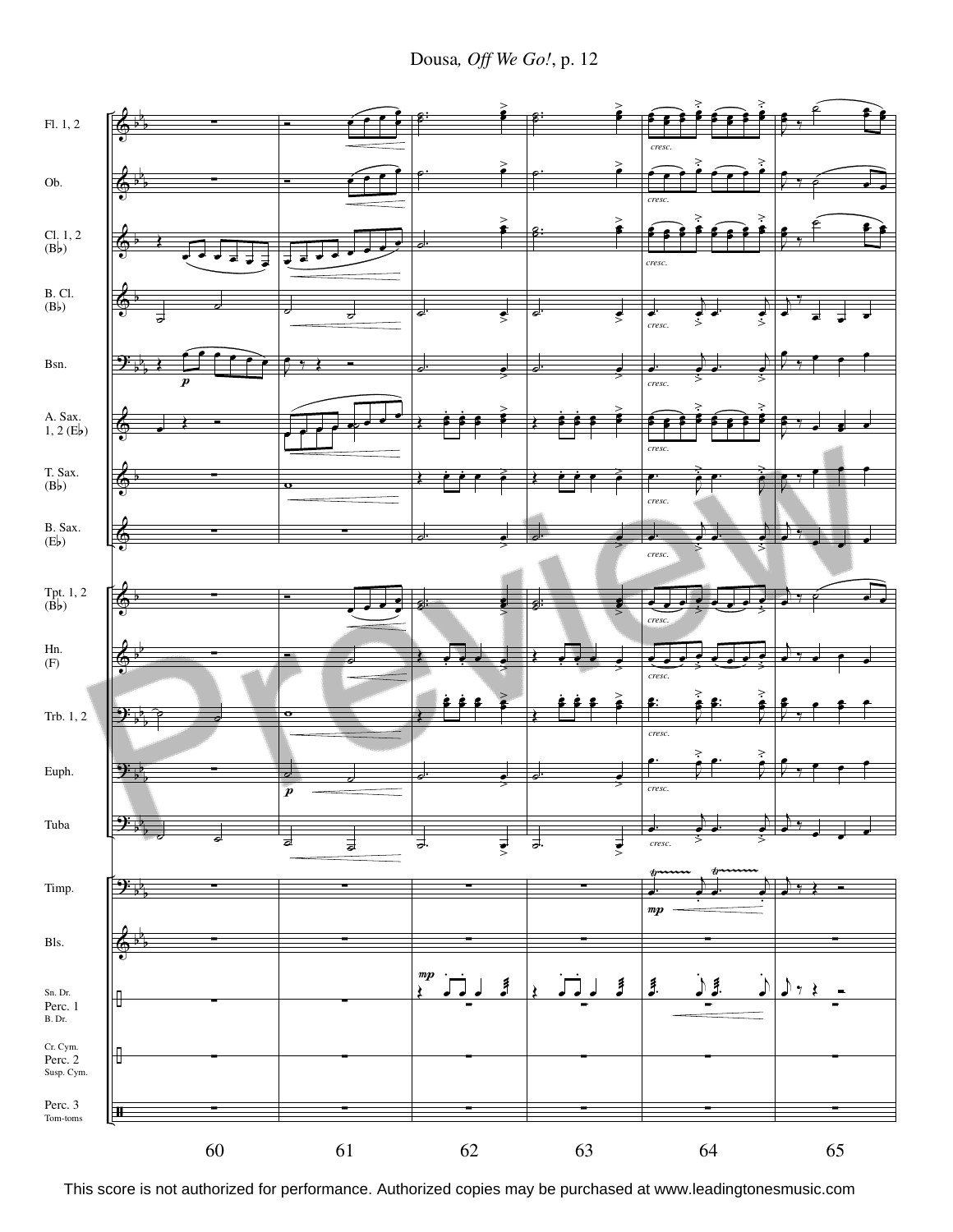Fl. 1, 2

Ob.

Cl. 1, 2 (B♭)

B. Cl. (B♭)

Bsn.

A. Sax. 1, 2 (E♭)

T. Sax. (B♭)

B. Sax. (E♭)

Tpt. 1, 2 (B♭)

Hn. (F)

Trb. 1, 2

Euph.

Tuba

Timp.

Bls.

Sn. Dr. Perc. 1 B. Dr.

Cr. Cym. Perc. 2 Susp. Cym.

Perc. 3 Tom-toms

60 61 62 63 64 65

This score is not authorized for performance. Authorized copies may be purchased at www.leadingtonesmusic.com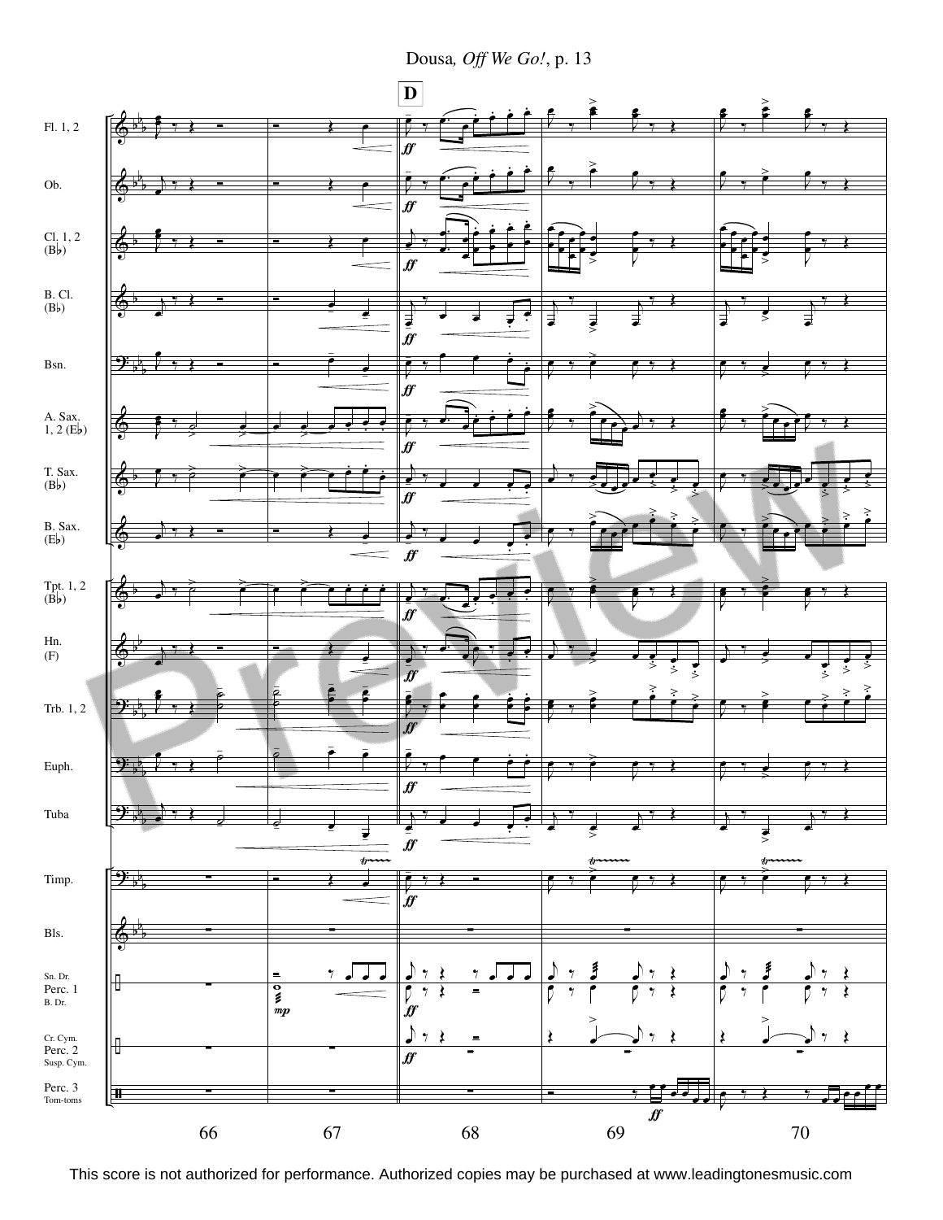**D**

Fl. 1, 2

Ob.

Cl. 1, 2 (B♭)

B. Cl. (B♭)

Bsn.

A. Sax. 1, 2 (E♭)

T. Sax. (B♭)

B. Sax. (E♭)

Tpt. 1, 2 (B♭)

Hn. (F)

Trb. 1, 2

Euph.

Tuba

Timp.

Bls.

Sn. Dr. Perc. 1 B. Dr.

Cr. Cym. Perc. 2 Susp. Cym.

Perc. 3 Tom-toms

66 67 68 69 70

This score is not authorized for performance. Authorized copies may be purchased at www.leadingtonesmusic.com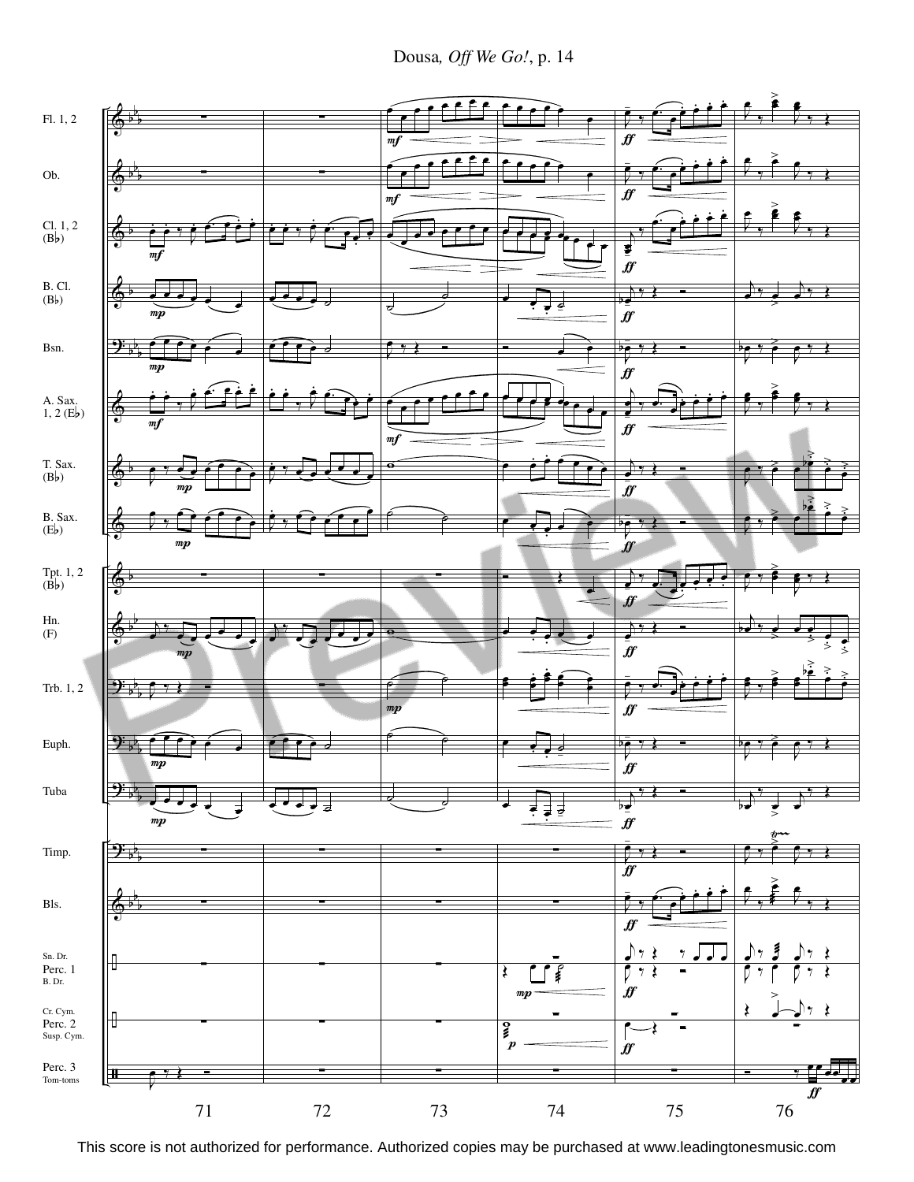Dousa, *Off We Go!*, p. 14

Fl. 1, 2

Ob.

Cl. 1, 2 (B♭)

B. Cl. (B♭)

Bsn.

A. Sax. 1, 2 (E♭)

T. Sax. (B♭)

B. Sax. (E♭)

Tpt. 1, 2 (B♭)

Hn. (F)

Trb. 1, 2

Euph.

Tuba

Timp.

Bls.

Sn. Dr. Perc. 1 B. Dr.

Cr. Cym. Perc. 2 Susp. Cym.

Perc. 3 Tom-toms

71 72 73 74 75 76

Preview

This score is not authorized for performance. Authorized copies may be purchased at www.leadingtonesmusic.com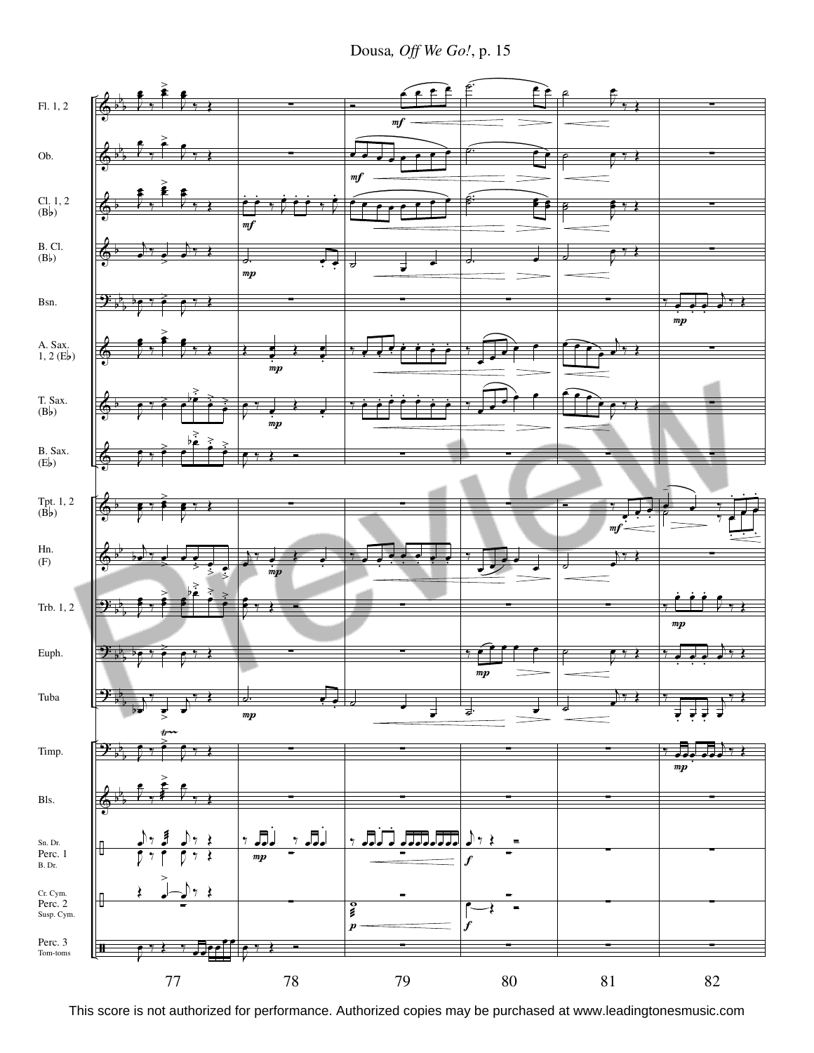Dousa, *Off We Go!*, p. 15

Fl. 1, 2

Ob.

Cl. 1, 2 (B♭)

B. Cl. (B♭)

Bsn.

A. Sax. 1, 2 (E♭)

T. Sax. (B♭)

B. Sax. (E♭)

Tpt. 1, 2 (B♭)

Hn. (F)

Trb. 1, 2

Euph.

Tuba

Timp.

Bls.

Sn. Dr. Perc. 1 B. Dr.

Cr. Cym. Perc. 2 Susp. Cym.

Perc. 3 Tom-toms

77 78 79 80 81 82

This score is not authorized for performance. Authorized copies may be purchased at www.leadingtonesmusic.com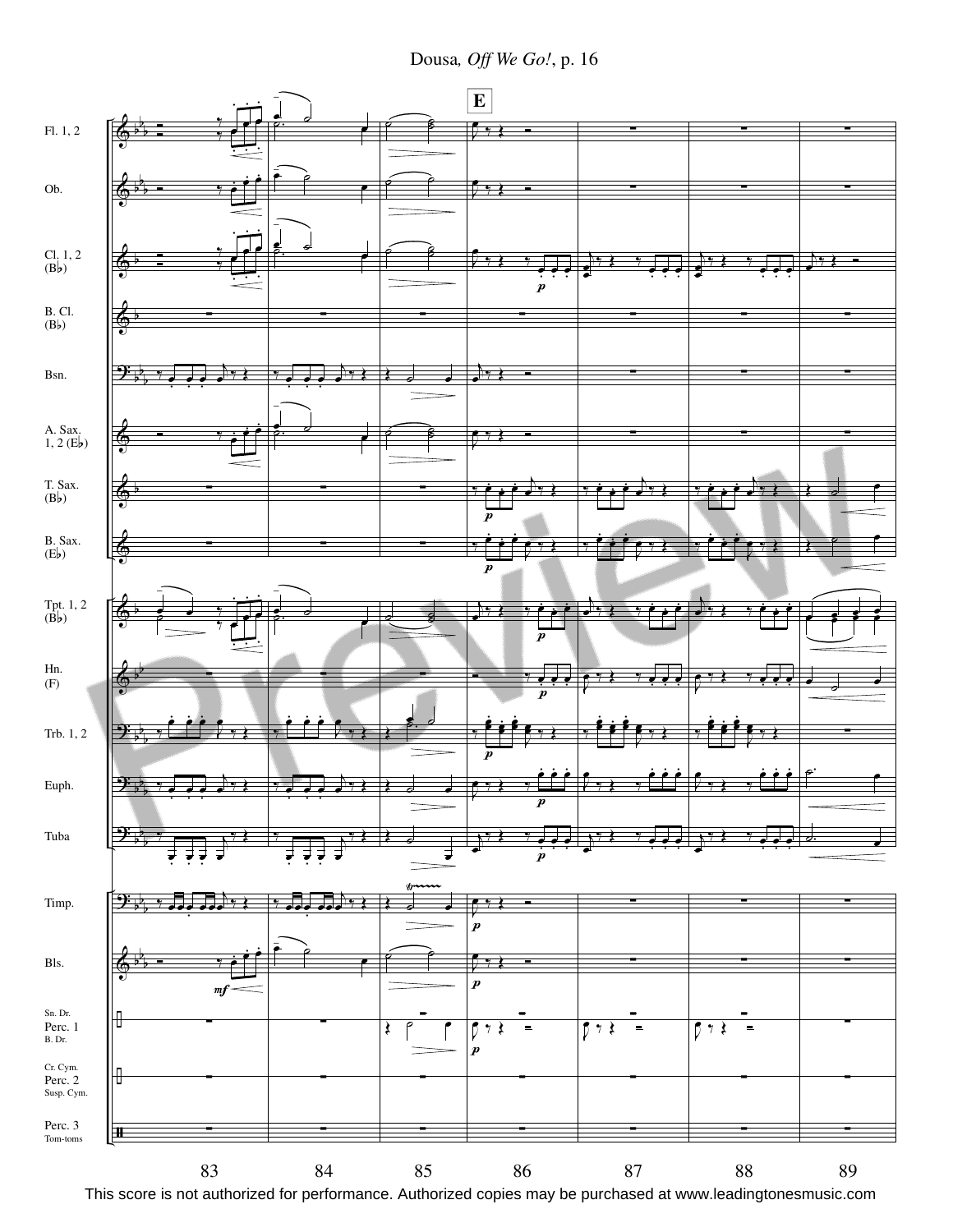Dousa, *Off We Go!*, p. 16

**E**

Fl. 1, 2

Ob.

Cl. 1, 2 (B♭)

B. Cl. (B♭)

Bsn.

A. Sax. 1, 2 (E♭)

T. Sax. (B♭)

B. Sax. (E♭)

Tpt. 1, 2 (B♭)

Hn. (F)

Trb. 1, 2

Euph.

Tuba

Timp.

Bls.

Sn. Dr. Perc. 1 B. Dr.

Cr. Cym. Perc. 2 Susp. Cym.

Perc. 3 Tom-toms

83 84 85 86 87 88 89

This score is not authorized for performance. Authorized copies may be purchased at www.leadingtonesmusic.com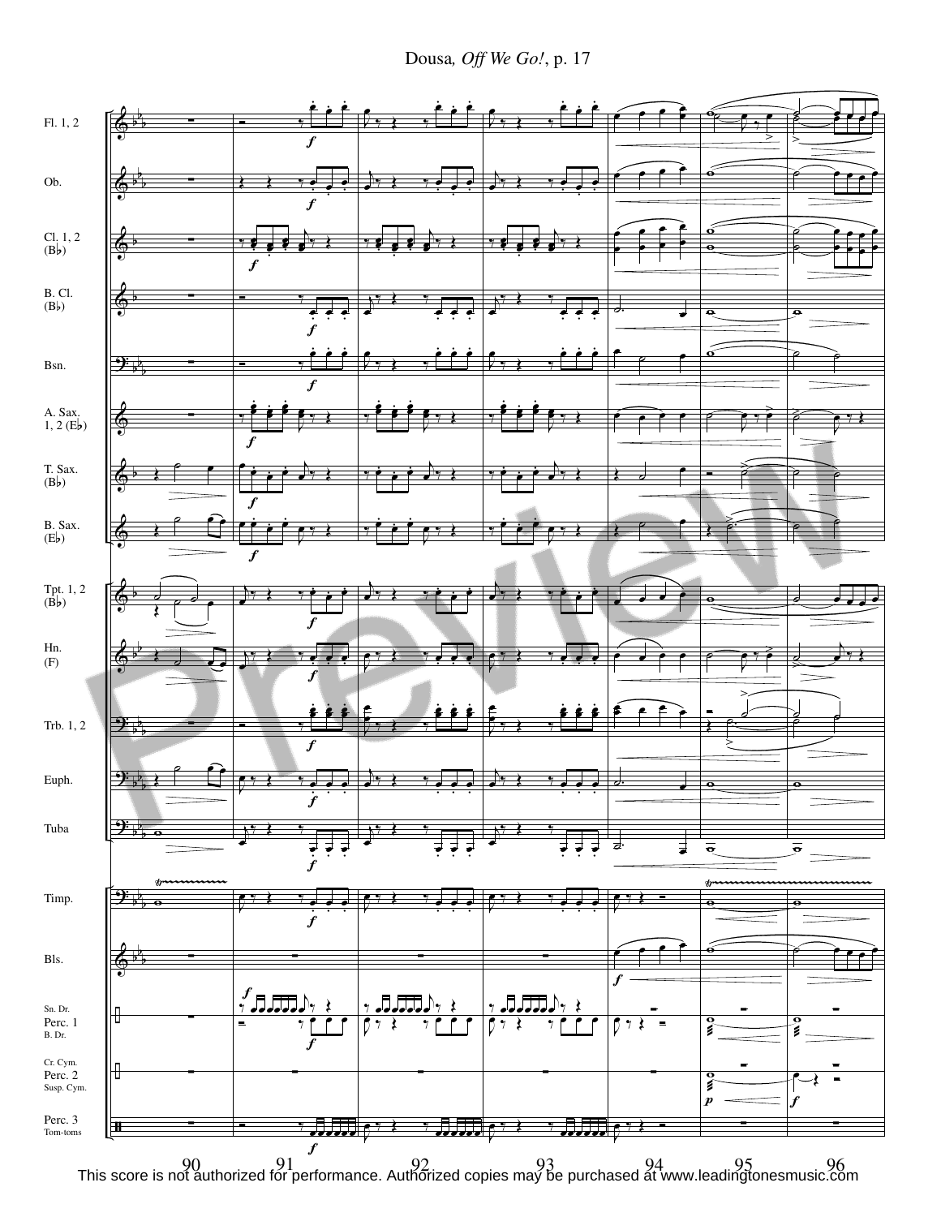Fl. 1, 2

Ob.

Cl. 1, 2 (B♭)

B. Cl. (B♭)

Bsn.

A. Sax. 1, 2 (E♭)

T. Sax. (B♭)

B. Sax. (E♭)

Tpt. 1, 2 (B♭)

Hn. (F)

Trb. 1, 2

Euph.

Tuba

Timp.

Bls.

Sn. Dr. Perc. 1 B. Dr.

Cr. Cym. Perc. 2 Susp. Cym.

Perc. 3 Tom-toms

90 91 92 93 94 95 96

This score is not authorized for performance. Authorized copies may be purchased at www.leadingtonesmusic.com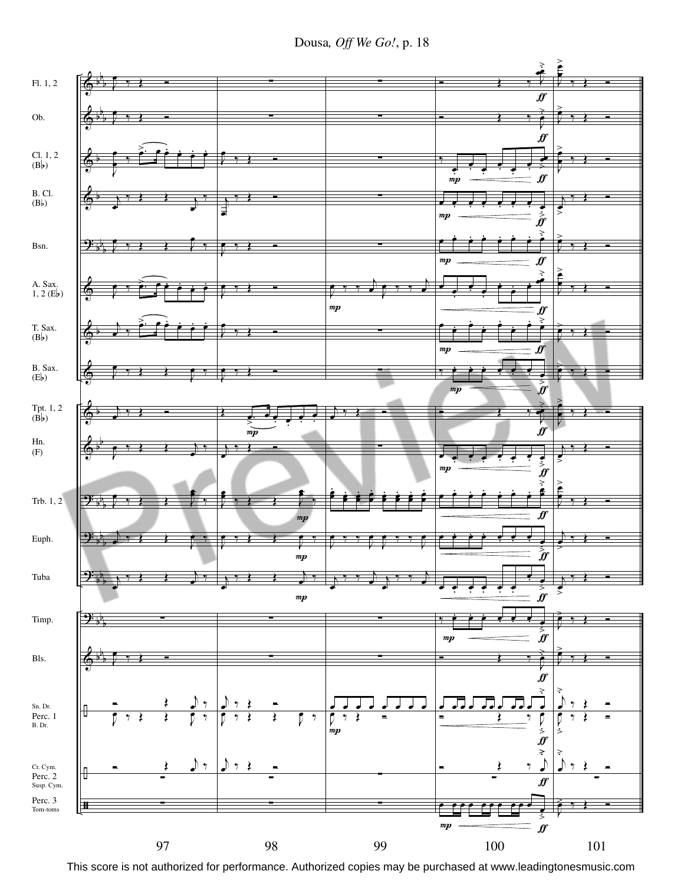Fl. 1, 2

Ob.

Cl. 1, 2 (B♭)

B. Cl. (B♭)

Bsn.

A. Sax. 1, 2 (E♭)

T. Sax. (B♭)

B. Sax. (E♭)

Tpt. 1, 2 (B♭)

Hn. (F)

Trb. 1, 2

Euph.

Tuba

Timp.

Bls.

Sn. Dr. Perc. 1 B. Dr.

Cr. Cym. Perc. 2 Susp. Cym.

Perc. 3 Tom-toms

97 98 99 100 101

This score is not authorized for performance. Authorized copies may be purchased at www.leadingtonesmusic.com